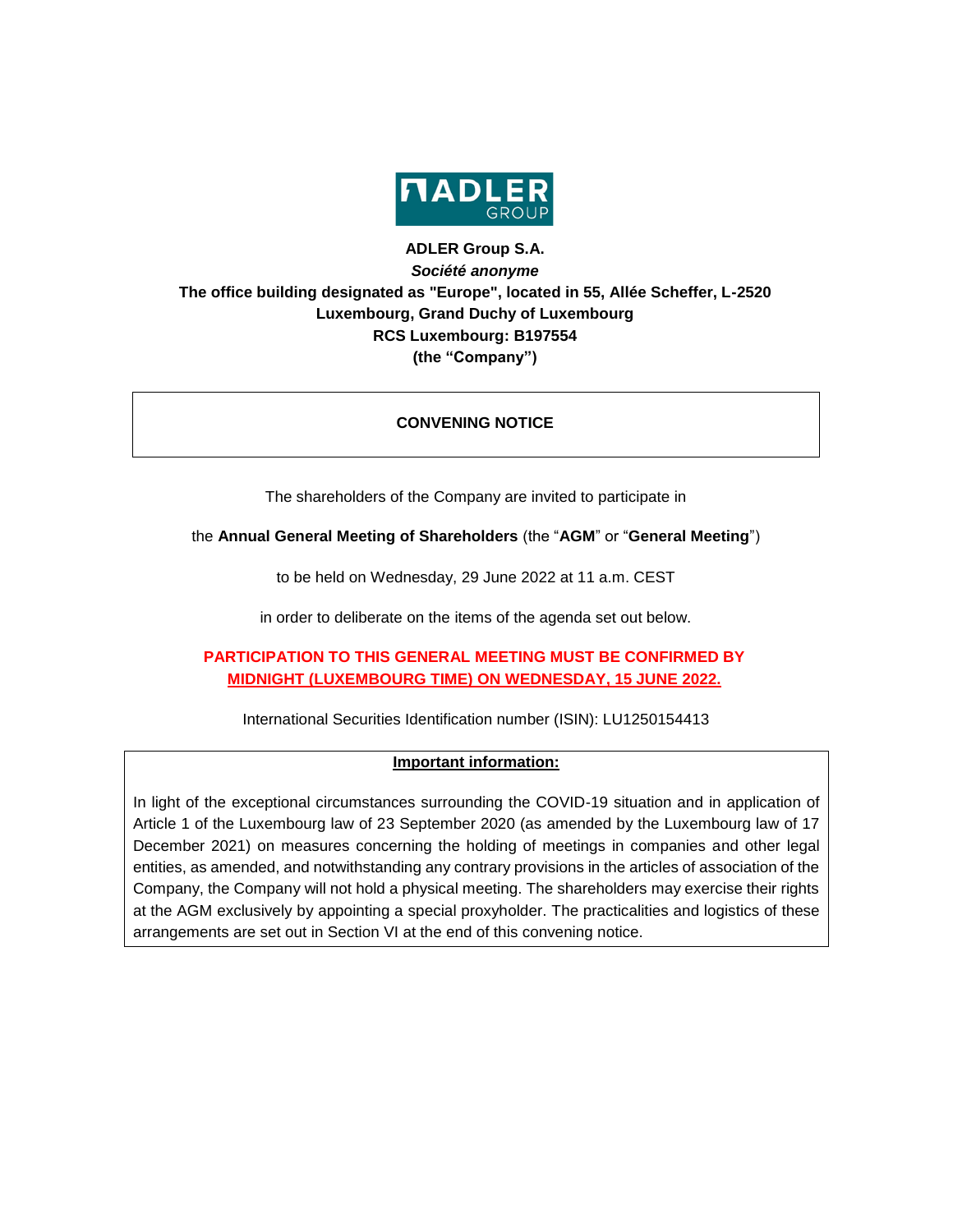**ADLER Group S.A.**
***Société anonyme***
**The office building designated as "Europe", located in 55, Allée Scheffer, L-2520 Luxembourg, Grand Duchy of Luxembourg**
**RCS Luxembourg: B197554**
**(the "Company")**

# CONVENING NOTICE

The shareholders of the Company are invited to participate in

the **Annual General Meeting of Shareholders** (the "**AGM**" or "**General Meeting**")

to be held on Wednesday, 29 June 2022 at 11 a.m. CEST

in order to deliberate on the items of the agenda set out below.

**PARTICIPATION TO THIS GENERAL MEETING MUST BE CONFIRMED BY MIDNIGHT (LUXEMBOURG TIME) ON WEDNESDAY, 15 JUNE 2022.**

International Securities Identification number (ISIN): LU1250154413

**Important information:**

In light of the exceptional circumstances surrounding the COVID-19 situation and in application of Article 1 of the Luxembourg law of 23 September 2020 (as amended by the Luxembourg law of 17 December 2021) on measures concerning the holding of meetings in companies and other legal entities, as amended, and notwithstanding any contrary provisions in the articles of association of the Company, the Company will not hold a physical meeting. The shareholders may exercise their rights at the AGM exclusively by appointing a special proxyholder. The practicalities and logistics of these arrangements are set out in Section VI at the end of this convening notice.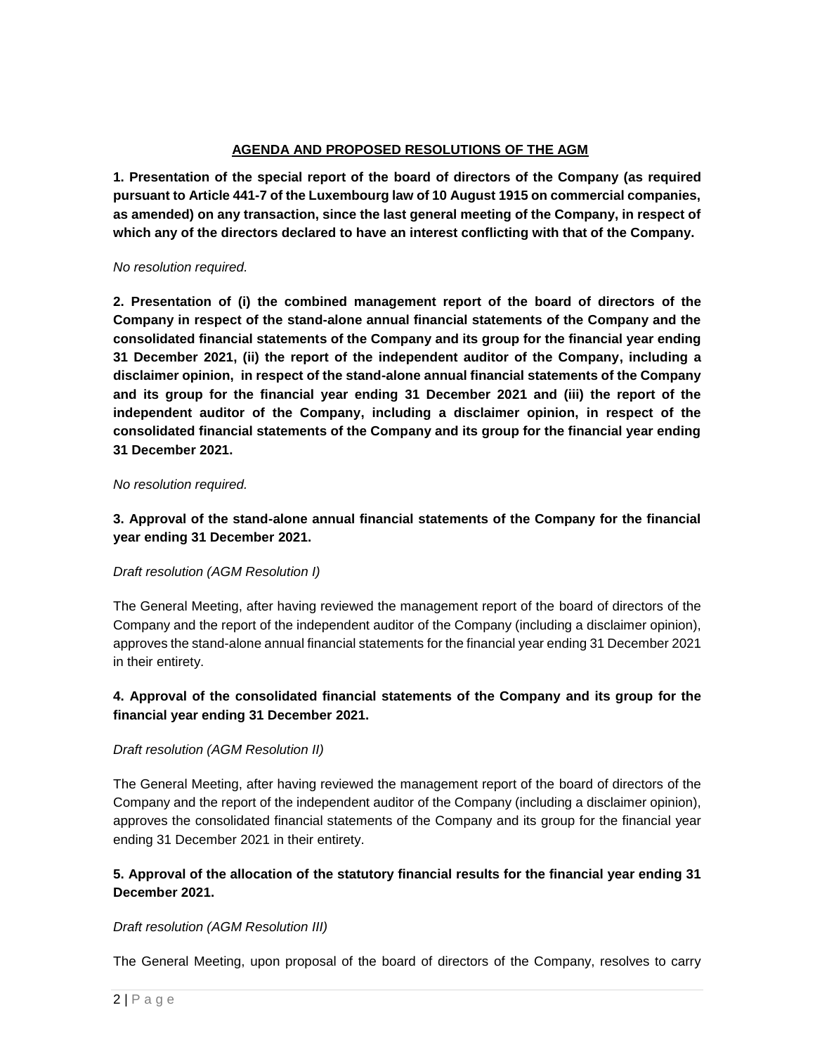## AGENDA AND PROPOSED RESOLUTIONS OF THE AGM

**1. Presentation of the special report of the board of directors of the Company (as required pursuant to Article 441-7 of the Luxembourg law of 10 August 1915 on commercial companies, as amended) on any transaction, since the last general meeting of the Company, in respect of which any of the directors declared to have an interest conflicting with that of the Company.**

*No resolution required.*

**2. Presentation of (i) the combined management report of the board of directors of the Company in respect of the stand-alone annual financial statements of the Company and the consolidated financial statements of the Company and its group for the financial year ending 31 December 2021, (ii) the report of the independent auditor of the Company, including a disclaimer opinion, in respect of the stand-alone annual financial statements of the Company and its group for the financial year ending 31 December 2021 and (iii) the report of the independent auditor of the Company, including a disclaimer opinion, in respect of the consolidated financial statements of the Company and its group for the financial year ending 31 December 2021.**

*No resolution required.*

**3. Approval of the stand-alone annual financial statements of the Company for the financial year ending 31 December 2021.**

*Draft resolution (AGM Resolution I)*

The General Meeting, after having reviewed the management report of the board of directors of the Company and the report of the independent auditor of the Company (including a disclaimer opinion), approves the stand-alone annual financial statements for the financial year ending 31 December 2021 in their entirety.

**4. Approval of the consolidated financial statements of the Company and its group for the financial year ending 31 December 2021.**

*Draft resolution (AGM Resolution II)*

The General Meeting, after having reviewed the management report of the board of directors of the Company and the report of the independent auditor of the Company (including a disclaimer opinion), approves the consolidated financial statements of the Company and its group for the financial year ending 31 December 2021 in their entirety.

**5. Approval of the allocation of the statutory financial results for the financial year ending 31 December 2021.**

*Draft resolution (AGM Resolution III)*

The General Meeting, upon proposal of the board of directors of the Company, resolves to carry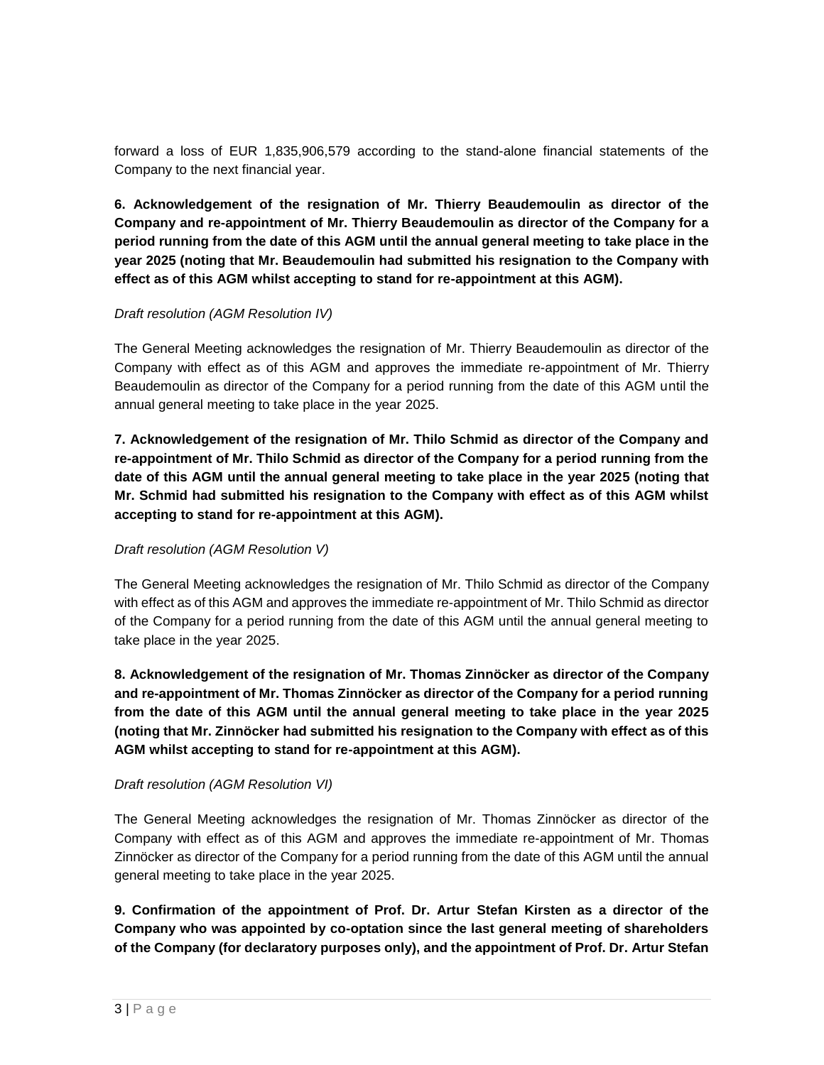forward a loss of EUR 1,835,906,579 according to the stand-alone financial statements of the Company to the next financial year.

**6. Acknowledgement of the resignation of Mr. Thierry Beaudemoulin as director of the Company and re-appointment of Mr. Thierry Beaudemoulin as director of the Company for a period running from the date of this AGM until the annual general meeting to take place in the year 2025 (noting that Mr. Beaudemoulin had submitted his resignation to the Company with effect as of this AGM whilst accepting to stand for re-appointment at this AGM).**

*Draft resolution (AGM Resolution IV)*

The General Meeting acknowledges the resignation of Mr. Thierry Beaudemoulin as director of the Company with effect as of this AGM and approves the immediate re-appointment of Mr. Thierry Beaudemoulin as director of the Company for a period running from the date of this AGM until the annual general meeting to take place in the year 2025.

**7. Acknowledgement of the resignation of Mr. Thilo Schmid as director of the Company and re-appointment of Mr. Thilo Schmid as director of the Company for a period running from the date of this AGM until the annual general meeting to take place in the year 2025 (noting that Mr. Schmid had submitted his resignation to the Company with effect as of this AGM whilst accepting to stand for re-appointment at this AGM).**

*Draft resolution (AGM Resolution V)*

The General Meeting acknowledges the resignation of Mr. Thilo Schmid as director of the Company with effect as of this AGM and approves the immediate re-appointment of Mr. Thilo Schmid as director of the Company for a period running from the date of this AGM until the annual general meeting to take place in the year 2025.

**8. Acknowledgement of the resignation of Mr. Thomas Zinnöcker as director of the Company and re-appointment of Mr. Thomas Zinnöcker as director of the Company for a period running from the date of this AGM until the annual general meeting to take place in the year 2025 (noting that Mr. Zinnöcker had submitted his resignation to the Company with effect as of this AGM whilst accepting to stand for re-appointment at this AGM).**

*Draft resolution (AGM Resolution VI)*

The General Meeting acknowledges the resignation of Mr. Thomas Zinnöcker as director of the Company with effect as of this AGM and approves the immediate re-appointment of Mr. Thomas Zinnöcker as director of the Company for a period running from the date of this AGM until the annual general meeting to take place in the year 2025.

**9. Confirmation of the appointment of Prof. Dr. Artur Stefan Kirsten as a director of the Company who was appointed by co-optation since the last general meeting of shareholders of the Company (for declaratory purposes only), and the appointment of Prof. Dr. Artur Stefan**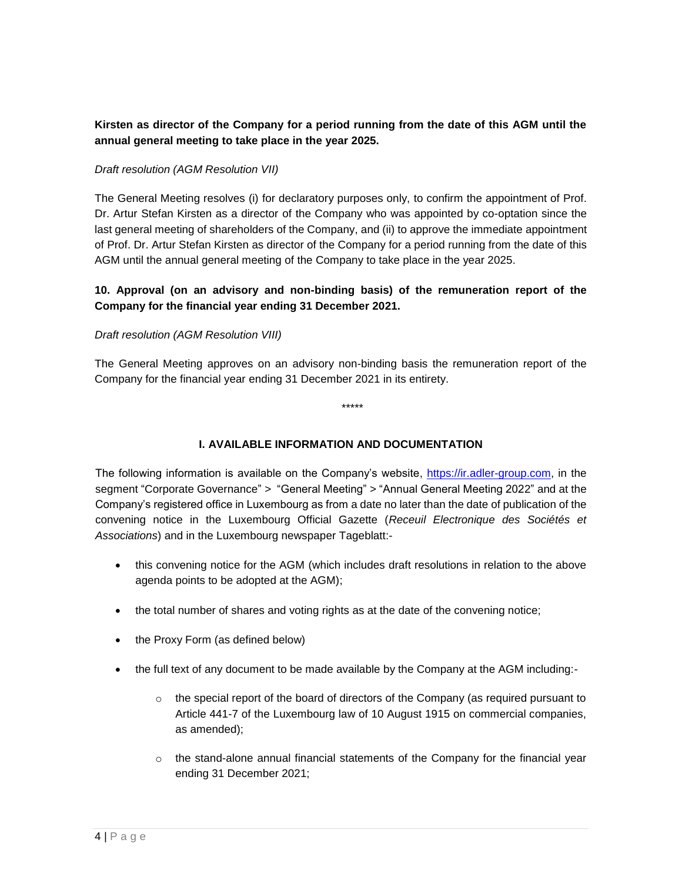**Kirsten as director of the Company for a period running from the date of this AGM until the annual general meeting to take place in the year 2025.**

*Draft resolution (AGM Resolution VII)*

The General Meeting resolves (i) for declaratory purposes only, to confirm the appointment of Prof. Dr. Artur Stefan Kirsten as a director of the Company who was appointed by co-optation since the last general meeting of shareholders of the Company, and (ii) to approve the immediate appointment of Prof. Dr. Artur Stefan Kirsten as director of the Company for a period running from the date of this AGM until the annual general meeting of the Company to take place in the year 2025.

**10. Approval (on an advisory and non-binding basis) of the remuneration report of the Company for the financial year ending 31 December 2021.**

*Draft resolution (AGM Resolution VIII)*

The General Meeting approves on an advisory non-binding basis the remuneration report of the Company for the financial year ending 31 December 2021 in its entirety.

*****

## I. AVAILABLE INFORMATION AND DOCUMENTATION

The following information is available on the Company's website, https://ir.adler-group.com, in the segment "Corporate Governance" > "General Meeting" > "Annual General Meeting 2022" and at the Company's registered office in Luxembourg as from a date no later than the date of publication of the convening notice in the Luxembourg Official Gazette (*Receuil Electronique des Sociétés et Associations*) and in the Luxembourg newspaper Tageblatt:-

- this convening notice for the AGM (which includes draft resolutions in relation to the above agenda points to be adopted at the AGM);
- the total number of shares and voting rights as at the date of the convening notice;
- the Proxy Form (as defined below)
- the full text of any document to be made available by the Company at the AGM including:-
  - the special report of the board of directors of the Company (as required pursuant to Article 441-7 of the Luxembourg law of 10 August 1915 on commercial companies, as amended);
  - the stand-alone annual financial statements of the Company for the financial year ending 31 December 2021;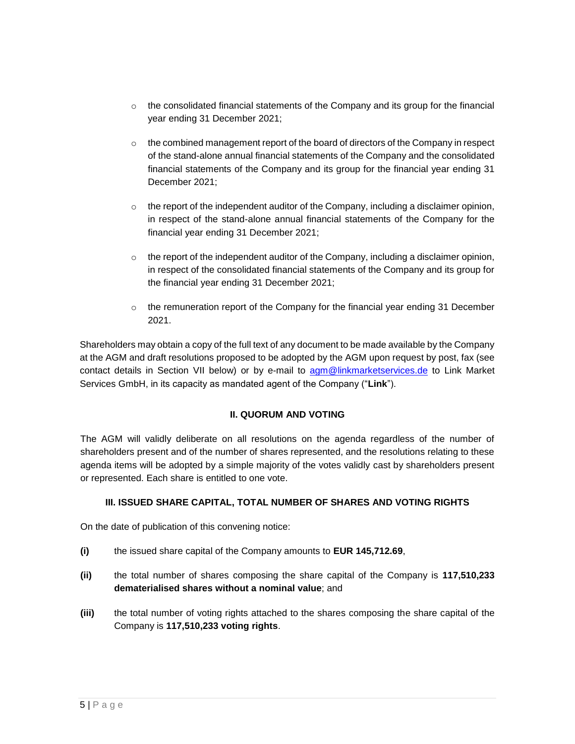- the consolidated financial statements of the Company and its group for the financial year ending 31 December 2021;
- the combined management report of the board of directors of the Company in respect of the stand-alone annual financial statements of the Company and the consolidated financial statements of the Company and its group for the financial year ending 31 December 2021;
- the report of the independent auditor of the Company, including a disclaimer opinion, in respect of the stand-alone annual financial statements of the Company for the financial year ending 31 December 2021;
- the report of the independent auditor of the Company, including a disclaimer opinion, in respect of the consolidated financial statements of the Company and its group for the financial year ending 31 December 2021;
- the remuneration report of the Company for the financial year ending 31 December 2021.

Shareholders may obtain a copy of the full text of any document to be made available by the Company at the AGM and draft resolutions proposed to be adopted by the AGM upon request by post, fax (see contact details in Section VII below) or by e-mail to agm@linkmarketservices.de to Link Market Services GmbH, in its capacity as mandated agent of the Company ("**Link**").

## II. QUORUM AND VOTING

The AGM will validly deliberate on all resolutions on the agenda regardless of the number of shareholders present and of the number of shares represented, and the resolutions relating to these agenda items will be adopted by a simple majority of the votes validly cast by shareholders present or represented. Each share is entitled to one vote.

## III. ISSUED SHARE CAPITAL, TOTAL NUMBER OF SHARES AND VOTING RIGHTS

On the date of publication of this convening notice:

**(i)** the issued share capital of the Company amounts to **EUR 145,712.69**,

**(ii)** the total number of shares composing the share capital of the Company is **117,510,233 dematerialised shares without a nominal value**; and

**(iii)** the total number of voting rights attached to the shares composing the share capital of the Company is **117,510,233 voting rights**.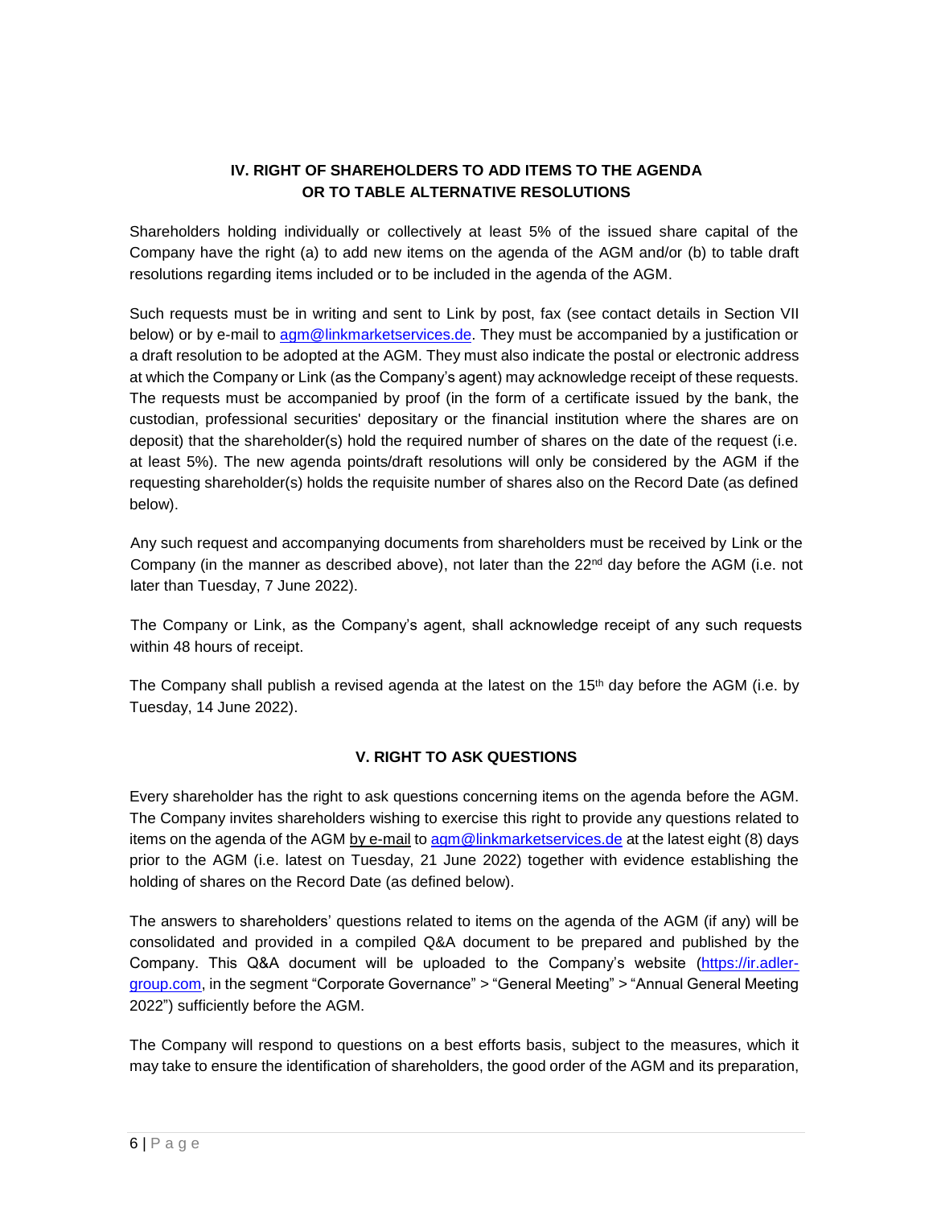## IV. RIGHT OF SHAREHOLDERS TO ADD ITEMS TO THE AGENDA OR TO TABLE ALTERNATIVE RESOLUTIONS

Shareholders holding individually or collectively at least 5% of the issued share capital of the Company have the right (a) to add new items on the agenda of the AGM and/or (b) to table draft resolutions regarding items included or to be included in the agenda of the AGM.

Such requests must be in writing and sent to Link by post, fax (see contact details in Section VII below) or by e-mail to agm@linkmarketservices.de. They must be accompanied by a justification or a draft resolution to be adopted at the AGM. They must also indicate the postal or electronic address at which the Company or Link (as the Company's agent) may acknowledge receipt of these requests. The requests must be accompanied by proof (in the form of a certificate issued by the bank, the custodian, professional securities' depositary or the financial institution where the shares are on deposit) that the shareholder(s) hold the required number of shares on the date of the request (i.e. at least 5%). The new agenda points/draft resolutions will only be considered by the AGM if the requesting shareholder(s) holds the requisite number of shares also on the Record Date (as defined below).

Any such request and accompanying documents from shareholders must be received by Link or the Company (in the manner as described above), not later than the 22nd day before the AGM (i.e. not later than Tuesday, 7 June 2022).

The Company or Link, as the Company's agent, shall acknowledge receipt of any such requests within 48 hours of receipt.

The Company shall publish a revised agenda at the latest on the 15th day before the AGM (i.e. by Tuesday, 14 June 2022).

## V. RIGHT TO ASK QUESTIONS

Every shareholder has the right to ask questions concerning items on the agenda before the AGM. The Company invites shareholders wishing to exercise this right to provide any questions related to items on the agenda of the AGM by e-mail to agm@linkmarketservices.de at the latest eight (8) days prior to the AGM (i.e. latest on Tuesday, 21 June 2022) together with evidence establishing the holding of shares on the Record Date (as defined below).

The answers to shareholders' questions related to items on the agenda of the AGM (if any) will be consolidated and provided in a compiled Q&A document to be prepared and published by the Company. This Q&A document will be uploaded to the Company's website (https://ir.adler-group.com, in the segment "Corporate Governance" > "General Meeting" > "Annual General Meeting 2022") sufficiently before the AGM.

The Company will respond to questions on a best efforts basis, subject to the measures, which it may take to ensure the identification of shareholders, the good order of the AGM and its preparation,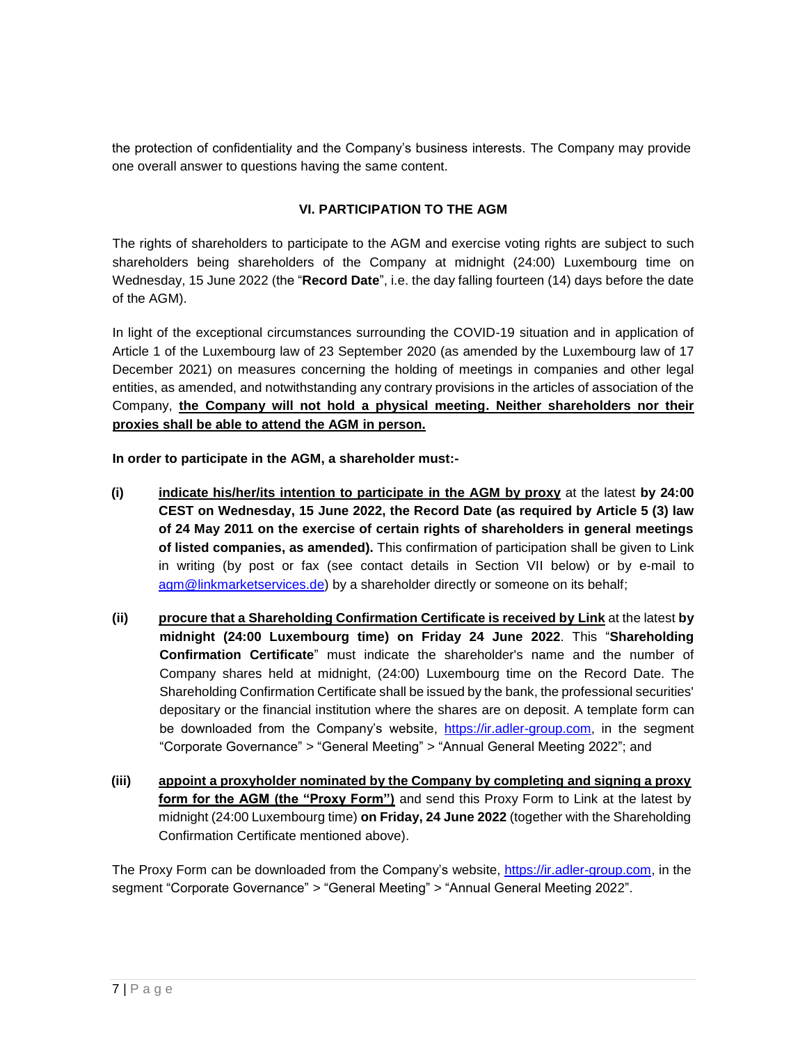the protection of confidentiality and the Company's business interests. The Company may provide one overall answer to questions having the same content.

## VI. PARTICIPATION TO THE AGM

The rights of shareholders to participate to the AGM and exercise voting rights are subject to such shareholders being shareholders of the Company at midnight (24:00) Luxembourg time on Wednesday, 15 June 2022 (the "**Record Date**", i.e. the day falling fourteen (14) days before the date of the AGM).

In light of the exceptional circumstances surrounding the COVID-19 situation and in application of Article 1 of the Luxembourg law of 23 September 2020 (as amended by the Luxembourg law of 17 December 2021) on measures concerning the holding of meetings in companies and other legal entities, as amended, and notwithstanding any contrary provisions in the articles of association of the Company, **the Company will not hold a physical meeting. Neither shareholders nor their proxies shall be able to attend the AGM in person.**

**In order to participate in the AGM, a shareholder must:-**

**(i)** **indicate his/her/its intention to participate in the AGM by proxy** at the latest **by 24:00 CEST on Wednesday, 15 June 2022, the Record Date (as required by Article 5 (3) law of 24 May 2011 on the exercise of certain rights of shareholders in general meetings of listed companies, as amended).** This confirmation of participation shall be given to Link in writing (by post or fax (see contact details in Section VII below) or by e-mail to agm@linkmarketservices.de) by a shareholder directly or someone on its behalf;

**(ii)** **procure that a Shareholding Confirmation Certificate is received by Link** at the latest **by midnight (24:00 Luxembourg time) on Friday 24 June 2022**. This "**Shareholding Confirmation Certificate**" must indicate the shareholder's name and the number of Company shares held at midnight, (24:00) Luxembourg time on the Record Date. The Shareholding Confirmation Certificate shall be issued by the bank, the professional securities' depositary or the financial institution where the shares are on deposit. A template form can be downloaded from the Company's website, https://ir.adler-group.com, in the segment "Corporate Governance" > "General Meeting" > "Annual General Meeting 2022"; and

**(iii)** **appoint a proxyholder nominated by the Company by completing and signing a proxy form for the AGM (the "Proxy Form")** and send this Proxy Form to Link at the latest by midnight (24:00 Luxembourg time) **on Friday, 24 June 2022** (together with the Shareholding Confirmation Certificate mentioned above).

The Proxy Form can be downloaded from the Company's website, https://ir.adler-group.com, in the segment "Corporate Governance" > "General Meeting" > "Annual General Meeting 2022".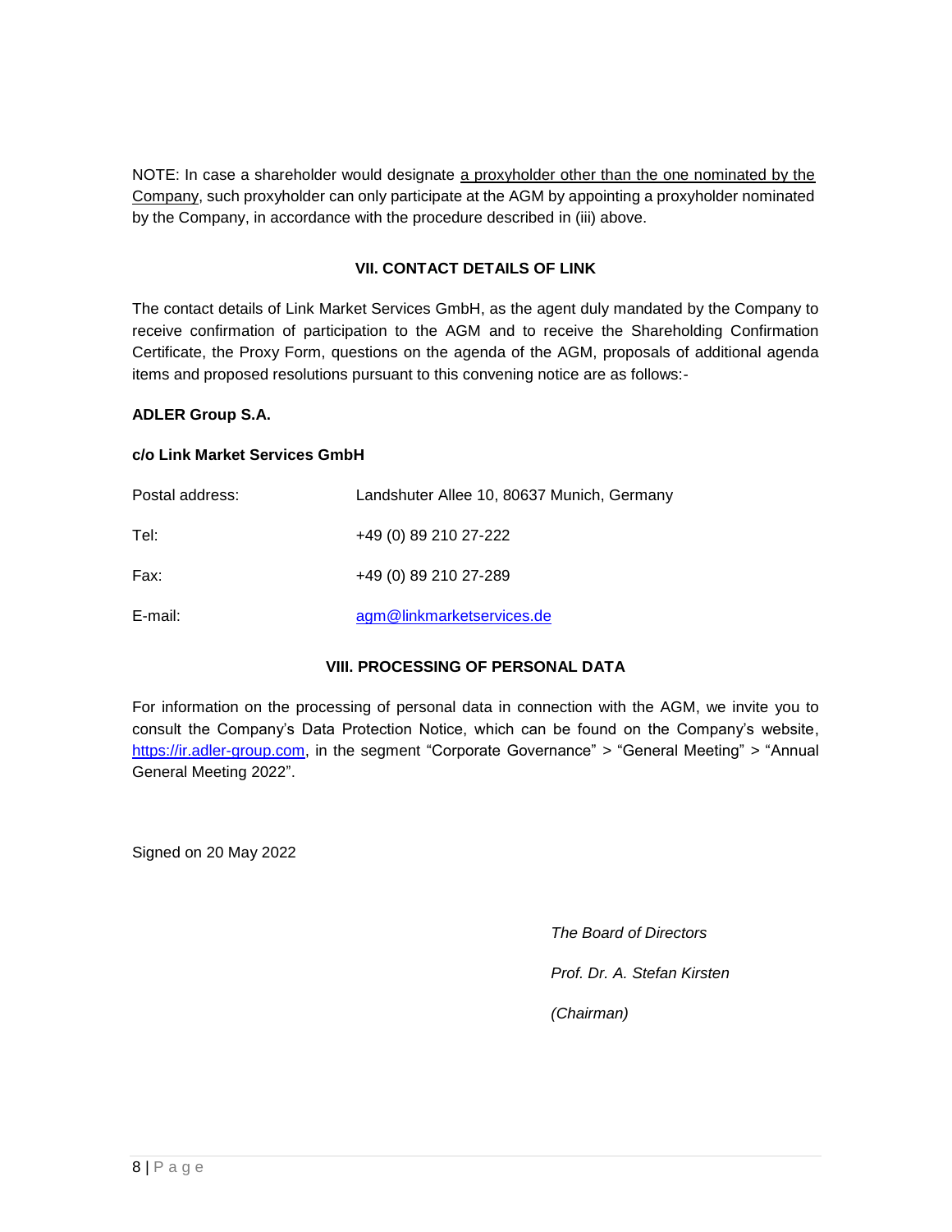NOTE: In case a shareholder would designate a proxyholder other than the one nominated by the Company, such proxyholder can only participate at the AGM by appointing a proxyholder nominated by the Company, in accordance with the procedure described in (iii) above.

## VII. CONTACT DETAILS OF LINK

The contact details of Link Market Services GmbH, as the agent duly mandated by the Company to receive confirmation of participation to the AGM and to receive the Shareholding Confirmation Certificate, the Proxy Form, questions on the agenda of the AGM, proposals of additional agenda items and proposed resolutions pursuant to this convening notice are as follows:-

**ADLER Group S.A.**

**c/o Link Market Services GmbH**

| | |
|---|---|
| Postal address: | Landshuter Allee 10, 80637 Munich, Germany |
| Tel: | +49 (0) 89 210 27-222 |
| Fax: | +49 (0) 89 210 27-289 |
| E-mail: | agm@linkmarketservices.de |

## VIII. PROCESSING OF PERSONAL DATA

For information on the processing of personal data in connection with the AGM, we invite you to consult the Company's Data Protection Notice, which can be found on the Company's website, https://ir.adler-group.com, in the segment "Corporate Governance" > "General Meeting" > "Annual General Meeting 2022".

Signed on 20 May 2022

*The Board of Directors*

*Prof. Dr. A. Stefan Kirsten*

*(Chairman)*